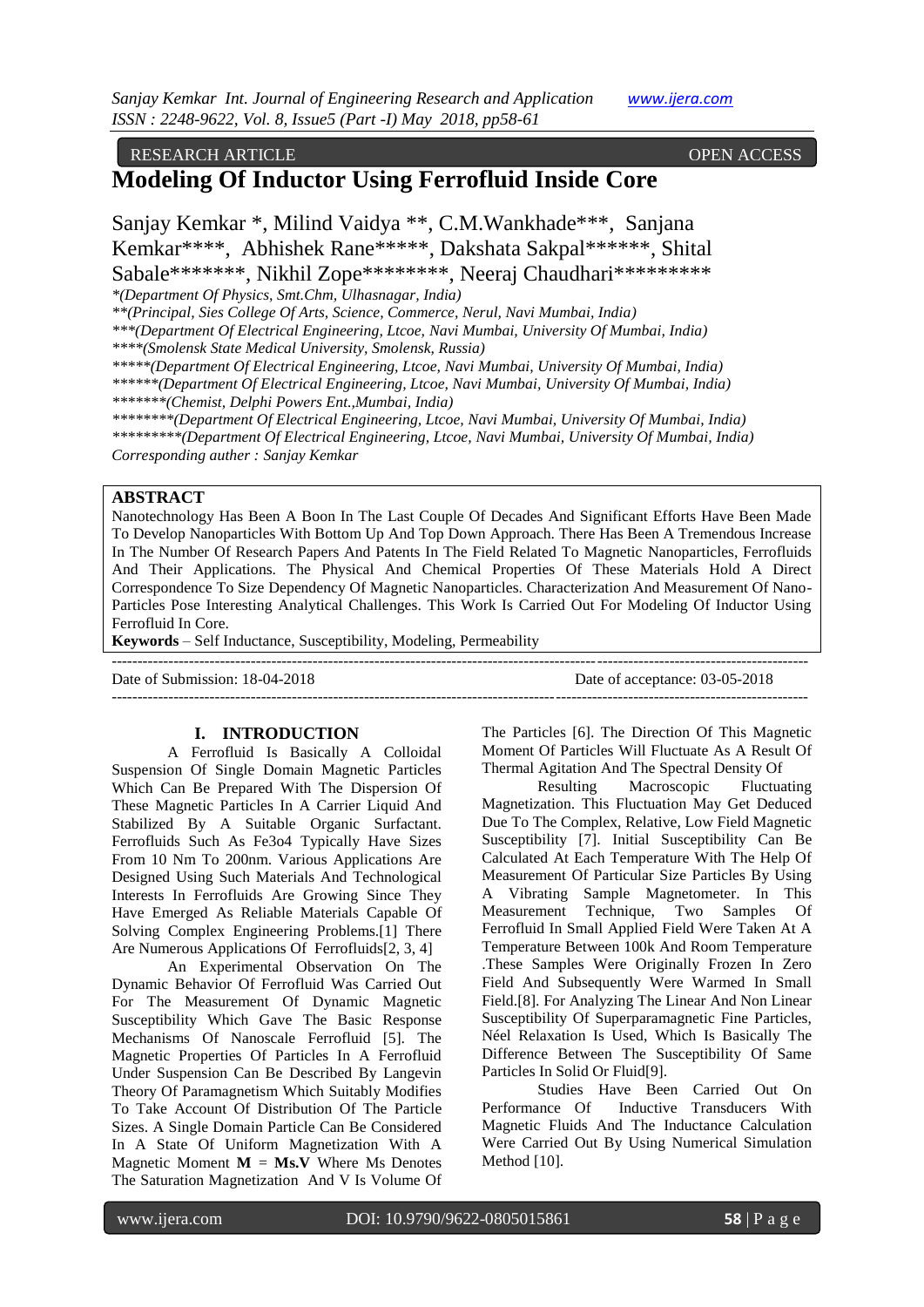RESEARCH ARTICLE OPEN ACCESS

# Modeling Of Inductor Using Ferrofluid Inside Core

Sanjay Kemkar *, Milind Vaidya **, C.M.Wankhade***, Sanjana Kemkar****, Abhishek Rane*****, Dakshata Sakpal******, Shital Sabale*******, Nikhil Zope********, Neeraj Chaudhari*********

*\*(Department Of Physics, Smt.Chm, Ulhasnagar, India)*
*\*\*(Principal, Sies College Of Arts, Science, Commerce, Nerul, Navi Mumbai, India)*
*\*\*\*(Department Of Electrical Engineering, Ltcoe, Navi Mumbai, University Of Mumbai, India)*
*\*\*\*\*(Smolensk State Medical University, Smolensk, Russia)*
*\*\*\*\*\*(Department Of Electrical Engineering, Ltcoe, Navi Mumbai, University Of Mumbai, India)*
*\*\*\*\*\*\*(Department Of Electrical Engineering, Ltcoe, Navi Mumbai, University Of Mumbai, India)*
*\*\*\*\*\*\*\*(Chemist, Delphi Powers Ent.,Mumbai, India)*
*\*\*\*\*\*\*\*\*(Department Of Electrical Engineering, Ltcoe, Navi Mumbai, University Of Mumbai, India)*
*\*\*\*\*\*\*\*\*\*(Department Of Electrical Engineering, Ltcoe, Navi Mumbai, University Of Mumbai, India)*
*Corresponding auther : Sanjay Kemkar*

## ABSTRACT

Nanotechnology Has Been A Boon In The Last Couple Of Decades And Significant Efforts Have Been Made To Develop Nanoparticles With Bottom Up And Top Down Approach. There Has Been A Tremendous Increase In The Number Of Research Papers And Patents In The Field Related To Magnetic Nanoparticles, Ferrofluids And Their Applications. The Physical And Chemical Properties Of These Materials Hold A Direct Correspondence To Size Dependency Of Magnetic Nanoparticles. Characterization And Measurement Of Nano-Particles Pose Interesting Analytical Challenges. This Work Is Carried Out For Modeling Of Inductor Using Ferrofluid In Core.

**Keywords** – Self Inductance, Susceptibility, Modeling, Permeability

---

Date of Submission: 18-04-2018 Date of acceptance: 03-05-2018

---

## I. INTRODUCTION

A Ferrofluid Is Basically A Colloidal Suspension Of Single Domain Magnetic Particles Which Can Be Prepared With The Dispersion Of These Magnetic Particles In A Carrier Liquid And Stabilized By A Suitable Organic Surfactant. Ferrofluids Such As $Fe_3o_4$ Typically Have Sizes From 10 Nm To 200nm. Various Applications Are Designed Using Such Materials And Technological Interests In Ferrofluids Are Growing Since They Have Emerged As Reliable Materials Capable Of Solving Complex Engineering Problems.[1] There Are Numerous Applications Of Ferrofluids[2, 3, 4]

An Experimental Observation On The Dynamic Behavior Of Ferrofluid Was Carried Out For The Measurement Of Dynamic Magnetic Susceptibility Which Gave The Basic Response Mechanisms Of Nanoscale Ferrofluid [5]. The Magnetic Properties Of Particles In A Ferrofluid Under Suspension Can Be Described By Langevin Theory Of Paramagnetism Which Suitably Modifies To Take Account Of Distribution Of The Particle Sizes. A Single Domain Particle Can Be Considered In A State Of Uniform Magnetization With A Magnetic Moment $\mathbf{M} = \mathbf{M_s.V}$ Where Ms Denotes The Saturation Magnetization And V Is Volume Of The Particles [6]. The Direction Of This Magnetic Moment Of Particles Will Fluctuate As A Result Of Thermal Agitation And The Spectral Density Of Resulting Macroscopic Fluctuating Magnetization. This Fluctuation May Get Deduced Due To The Complex, Relative, Low Field Magnetic Susceptibility [7]. Initial Susceptibility Can Be Calculated At Each Temperature With The Help Of Measurement Of Particular Size Particles By Using A Vibrating Sample Magnetometer. In This Measurement Technique, Two Samples Of Ferrofluid In Small Applied Field Were Taken At A Temperature Between 100k And Room Temperature .These Samples Were Originally Frozen In Zero Field And Subsequently Were Warmed In Small Field.[8]. For Analyzing The Linear And Non Linear Susceptibility Of Superparamagnetic Fine Particles, Néel Relaxation Is Used, Which Is Basically The Difference Between The Susceptibility Of Same Particles In Solid Or Fluid[9].

Studies Have Been Carried Out On Performance Of Inductive Transducers With Magnetic Fluids And The Inductance Calculation Were Carried Out By Using Numerical Simulation Method [10].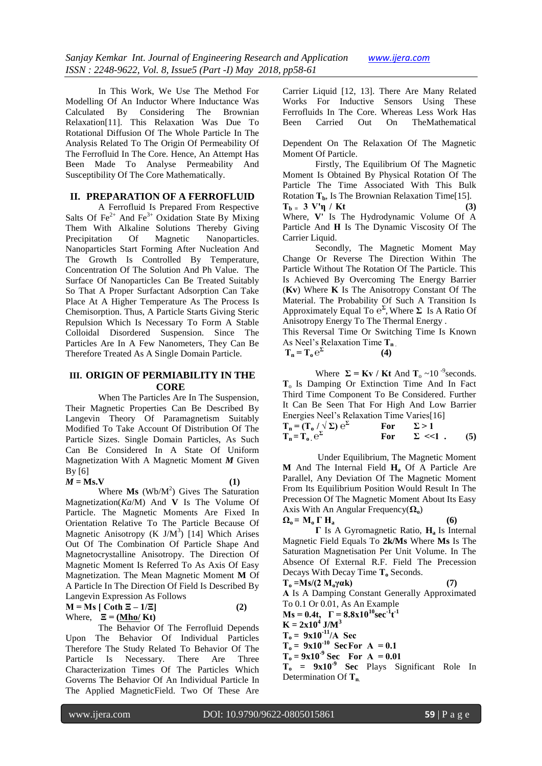In This Work, We Use The Method For Modelling Of An Inductor Where Inductance Was Calculated By Considering The Brownian Relaxation[11]. This Relaxation Was Due To Rotational Diffusion Of The Whole Particle In The Analysis Related To The Origin Of Permeability Of The Ferrofluid In The Core. Hence, An Attempt Has Been Made To Analyse Permeability And Susceptibility Of The Core Mathematically.

## II. PREPARATION OF A FERROFLUID

A Ferrofluid Is Prepared From Respective Salts Of $Fe^{2+}$ And $Fe^{3+}$ Oxidation State By Mixing Them With Alkaline Solutions Thereby Giving Precipitation Of Magnetic Nanoparticles. Nanoparticles Start Forming After Nucleation And The Growth Is Controlled By Temperature, Concentration Of The Solution And Ph Value. The Surface Of Nanoparticles Can Be Treated Suitably So That A Proper Surfactant Adsorption Can Take Place At A Higher Temperature As The Process Is Chemisorption. Thus, A Particle Starts Giving Steric Repulsion Which Is Necessary To Form A Stable Colloidal Disordered Suspension. Since The Particles Are In A Few Nanometers, They Can Be Therefore Treated As A Single Domain Particle.

## III. ORIGIN OF PERMIABILITY IN THE CORE

When The Particles Are In The Suspension, Their Magnetic Properties Can Be Described By Langevin Theory Of Paramagnetism Suitably Modified To Take Account Of Distribution Of The Particle Sizes. Single Domain Particles, As Such Can Be Considered In A State Of Uniform Magnetization With A Magnetic Moment ***M*** Given By [6]

$$\boldsymbol{M} = \mathbf{Ms.V} \qquad (1)$$

Where **Ms** ($Wb/M^2$) Gives The Saturation Magnetization(*Ka*/M) And **V** Is The Volume Of Particle. The Magnetic Moments Are Fixed In Orientation Relative To The Particle Because Of Magnetic Anisotropy (K $J/M^3$) [14] Which Arises Out Of The Combination Of Particle Shape And Magnetocrystalline Anisotropy. The Direction Of Magnetic Moment Is Referred To As Axis Of Easy Magnetization. The Mean Magnetic Moment **M** Of A Particle In The Direction Of Field Is Described By Langevin Expression As Follows

$$\mathbf{M} = \mathbf{Ms}\,[\,\mathrm{Coth}\,\Xi - 1/\Xi] \qquad (2)$$

Where, $\Xi = (\mathbf{Mho}/\,\mathbf{Kt})$

The Behavior Of The Ferrofluid Depends Upon The Behavior Of Individual Particles Therefore The Study Related To Behavior Of The Particle Is Necessary. There Are Three Characterization Times Of The Particles Which Governs The Behavior Of An Individual Particle In The Applied MagneticField. Two Of These Are Carrier Liquid [12, 13]. There Are Many Related Works For Inductive Sensors Using These Ferrofluids In The Core. Whereas Less Work Has Been Carried Out On TheMathematical

Dependent On The Relaxation Of The Magnetic Moment Of Particle.

Firstly, The Equilibrium Of The Magnetic Moment Is Obtained By Physical Rotation Of The Particle The Time Associated With This Bulk Rotation $\mathbf{T_b}$, Is The Brownian Relaxation Time[15].

$$\mathbf{T_b} = \mathbf{3\,V'\eta\,/\,Kt} \qquad (3)$$

Where, **V'** Is The Hydrodynamic Volume Of A Particle And **H** Is The Dynamic Viscosity Of The Carrier Liquid.

Secondly, The Magnetic Moment May Change Or Reverse The Direction Within The Particle Without The Rotation Of The Particle. This Is Achieved By Overcoming The Energy Barrier (**Kv**) Where **K** Is The Anisotropy Constant Of The Material. The Probability Of Such A Transition Is Approximately Equal To $e^{\Sigma}$, Where **Σ** Is A Ratio Of Anisotropy Energy To The Thermal Energy .

This Reversal Time Or Switching Time Is Known As Neel's Relaxation Time $\mathbf{T_n}$.

$$\mathbf{T_n} = \mathbf{T_o}\,e^{\Sigma} \qquad (4)$$

Where $\mathbf{\Sigma = Kv\,/\,Kt}$ And $\mathrm{T_o} \sim 10^{-9}$seconds. $\mathrm{T_o}$ Is Damping Or Extinction Time And In Fact Third Time Component To Be Considered. Further It Can Be Seen That For High And Low Barrier Energies Neel's Relaxation Time Varied[16]

$$\mathbf{T_n} = (\mathbf{T_o}\,/\,\sqrt{\Sigma})\,e^{\Sigma} \qquad \text{For} \quad \Sigma > 1$$

$$\mathbf{T_n} = \mathbf{T_o}.\,e^{\Sigma} \qquad \text{For} \quad \Sigma \ll 1\,. \qquad (5)$$

Under Equilibrium, The Magnetic Moment **M** And The Internal Field $\mathbf{H_a}$ Of A Particle Are Parallel, Any Deviation Of The Magnetic Moment From Its Equilibrium Position Would Result In The Precession Of The Magnetic Moment About Its Easy Axis With An Angular Frequency($\mathbf{\Omega_o}$)

$$\mathbf{\Omega_o} = \mathbf{M_o\,\Gamma\,H_a} \qquad (6)$$

**Γ** Is A Gyromagnetic Ratio, $\mathbf{H_a}$ Is Internal Magnetic Field Equals To **2k/Ms** Where **Ms** Is The Saturation Magnetisation Per Unit Volume. In The Absence Of External R.F. Field The Precession Decays With Decay Time $\mathbf{T_o}$ Seconds.

$$\mathbf{T_o} = \mathbf{Ms/(2\,M_o\gamma\alpha k)} \qquad (7)$$

**A** Is A Damping Constant Generally Approximated To 0.1 Or 0.01, As An Example

$\mathbf{Ms = 0.4t,\quad \Gamma = 8.8x10^{10}sec^{-1}t^{-1}}$

$\mathbf{K = 2x10^{4}\ J/M^{3}}$

$\mathbf{T_o = \ 9x10^{-11}/A\ \ Sec}$

$\mathbf{T_o = \ 9x10^{-10}\ \ Sec\ For\ \ A\ = 0.1}$

$\mathbf{T_o = 9x10^{-9}\ Sec\ \ \ For\ \ A\ \ = 0.01}$

$\mathbf{T_o}$ = $\mathbf{9x10^{-9}}$ **Sec** Plays Significant Role In Determination Of $\mathbf{T_n}$.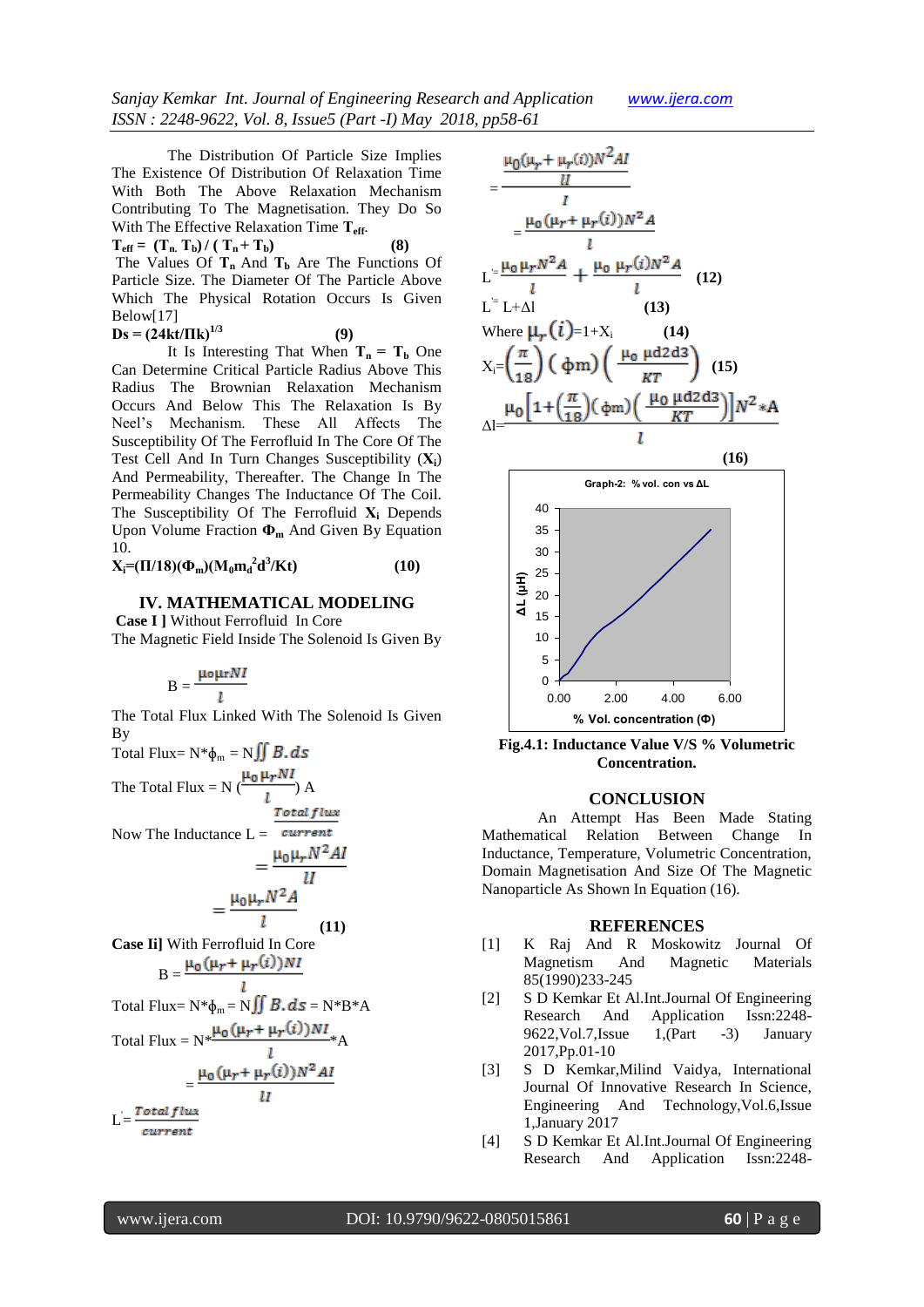The Distribution Of Particle Size Implies The Existence Of Distribution Of Relaxation Time With Both The Above Relaxation Mechanism Contributing To The Magnetisation. They Do So With The Effective Relaxation Time $T_{eff}$.

$$T_{eff} = (T_n \cdot T_b) / (T_n + T_b) \quad (8)$$

The Values Of $T_n$ And $T_b$ Are The Functions Of Particle Size. The Diameter Of The Particle Above Which The Physical Rotation Occurs Is Given Below[17]

$$Ds = (24kt/\Pi k)^{1/3} \quad (9)$$

It Is Interesting That When $T_n = T_b$ One Can Determine Critical Particle Radius Above This Radius The Brownian Relaxation Mechanism Occurs And Below This The Relaxation Is By Neel's Mechanism. These All Affects The Susceptibility Of The Ferrofluid In The Core Of The Test Cell And In Turn Changes Susceptibility ($X_i$) And Permeability, Thereafter. The Change In The Permeability Changes The Inductance Of The Coil. The Susceptibility Of The Ferrofluid $X_i$ Depends Upon Volume Fraction $\Phi_m$ And Given By Equation 10.

$$X_i = (\Pi/18)(\Phi_m)(M_0 m_d^2 d^3/Kt) \quad (10)$$

## IV. MATHEMATICAL MODELING

**Case I ]** Without Ferrofluid In Core

The Magnetic Field Inside The Solenoid Is Given By

$$B = \frac{\mu_0 \mu_r N I}{l}$$

The Total Flux Linked With The Solenoid Is Given By

Total Flux= $N*\phi_m = N\iint B.ds$

The Total Flux = $N\left(\frac{\mu_0 \mu_r N I}{l}\right) A$

Now The Inductance $L = \frac{Total\ flux}{current}$

$$= \frac{\mu_0 \mu_r N^2 A I}{l I}$$

$$= \frac{\mu_0 \mu_r N^2 A}{l} \quad (11)$$

**Case Ii]** With Ferrofluid In Core

$$B = \frac{\mu_0(\mu_r + \mu_r(i)) N I}{l}$$

Total Flux= $N*\phi_m = N\iint B.ds = N*B*A$

Total Flux = $N*\frac{\mu_0(\mu_r + \mu_r(i)) N I}{l}*A$

$$= \frac{\mu_0(\mu_r + \mu_r(i)) N^2 A I}{l I}$$

$L' = \frac{Total\ flux}{current}$

$$= \frac{\frac{\mu_0(\mu_r + \mu_r(i)) N^2 A I}{l I}}{I}$$

$$= \frac{\mu_0(\mu_r + \mu_r(i)) N^2 A}{l}$$

$$L' = \frac{\mu_0 \mu_r N^2 A}{l} + \frac{\mu_0\, \mu_r(i) N^2 A}{l} \quad (12)$$

$$L' = L + \Delta l \quad (13)$$

Where $\mu_r(i) = 1 + X_i \quad (14)$

$$X_i = \left(\frac{\pi}{18}\right)(\phi m)\left(\frac{\mu_0\, \mu d2d3}{KT}\right) \quad (15)$$

$$\Delta l = \frac{\mu_0\left[1 + \left(\frac{\pi}{18}\right)(\phi m)\left(\frac{\mu_0\, \mu d2d3}{KT}\right)\right] N^2 * A}{l} \quad (16)$$

Graph-2: % vol. con vs ΔL

Fig.4.1: Inductance Value V/S % Volumetric Concentration.

## CONCLUSION

An Attempt Has Been Made Stating Mathematical Relation Between Change In Inductance, Temperature, Volumetric Concentration, Domain Magnetisation And Size Of The Magnetic Nanoparticle As Shown In Equation (16).

## REFERENCES

[1] K Raj And R Moskowitz Journal Of Magnetism And Magnetic Materials 85(1990)233-245

[2] S D Kemkar Et Al.Int.Journal Of Engineering Research And Application Issn:2248-9622,Vol.7,Issue 1,(Part -3) January 2017,Pp.01-10

[3] S D Kemkar,Milind Vaidya, International Journal Of Innovative Research In Science, Engineering And Technology,Vol.6,Issue 1,January 2017

[4] S D Kemkar Et Al.Int.Journal Of Engineering Research And Application Issn:2248-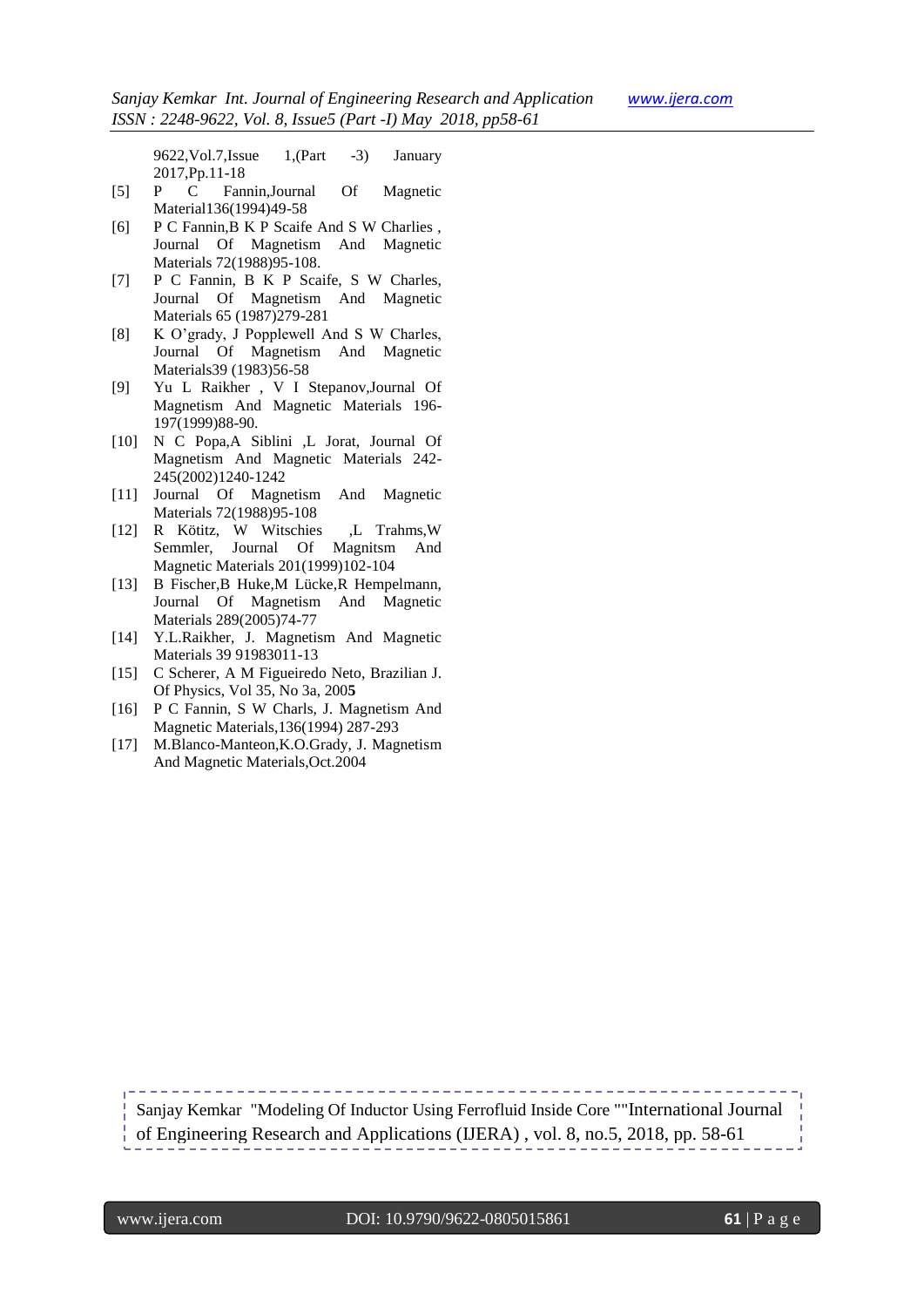9622,Vol.7,Issue 1,(Part -3) January 2017,Pp.11-18

[5] P C Fannin,Journal Of Magnetic Material136(1994)49-58

[6] P C Fannin,B K P Scaife And S W Charlies , Journal Of Magnetism And Magnetic Materials 72(1988)95-108.

[7] P C Fannin, B K P Scaife, S W Charles, Journal Of Magnetism And Magnetic Materials 65 (1987)279-281

[8] K O'grady, J Popplewell And S W Charles, Journal Of Magnetism And Magnetic Materials39 (1983)56-58

[9] Yu L Raikher , V I Stepanov,Journal Of Magnetism And Magnetic Materials 196-197(1999)88-90.

[10] N C Popa,A Siblini ,L Jorat, Journal Of Magnetism And Magnetic Materials 242-245(2002)1240-1242

[11] Journal Of Magnetism And Magnetic Materials 72(1988)95-108

[12] R Kötitz, W Witschies ,L Trahms,W Semmler, Journal Of Magnitsm And Magnetic Materials 201(1999)102-104

[13] B Fischer,B Huke,M Lücke,R Hempelmann, Journal Of Magnetism And Magnetic Materials 289(2005)74-77

[14] Y.L.Raikher, J. Magnetism And Magnetic Materials 39 91983011-13

[15] C Scherer, A M Figueiredo Neto, Brazilian J. Of Physics, Vol 35, No 3a, 200**5**

[16] P C Fannin, S W Charls, J. Magnetism And Magnetic Materials,136(1994) 287-293

[17] M.Blanco-Manteon,K.O.Grady, J. Magnetism And Magnetic Materials,Oct.2004

Sanjay Kemkar "Modeling Of Inductor Using Ferrofluid Inside Core ""International Journal of Engineering Research and Applications (IJERA) , vol. 8, no.5, 2018, pp. 58-61